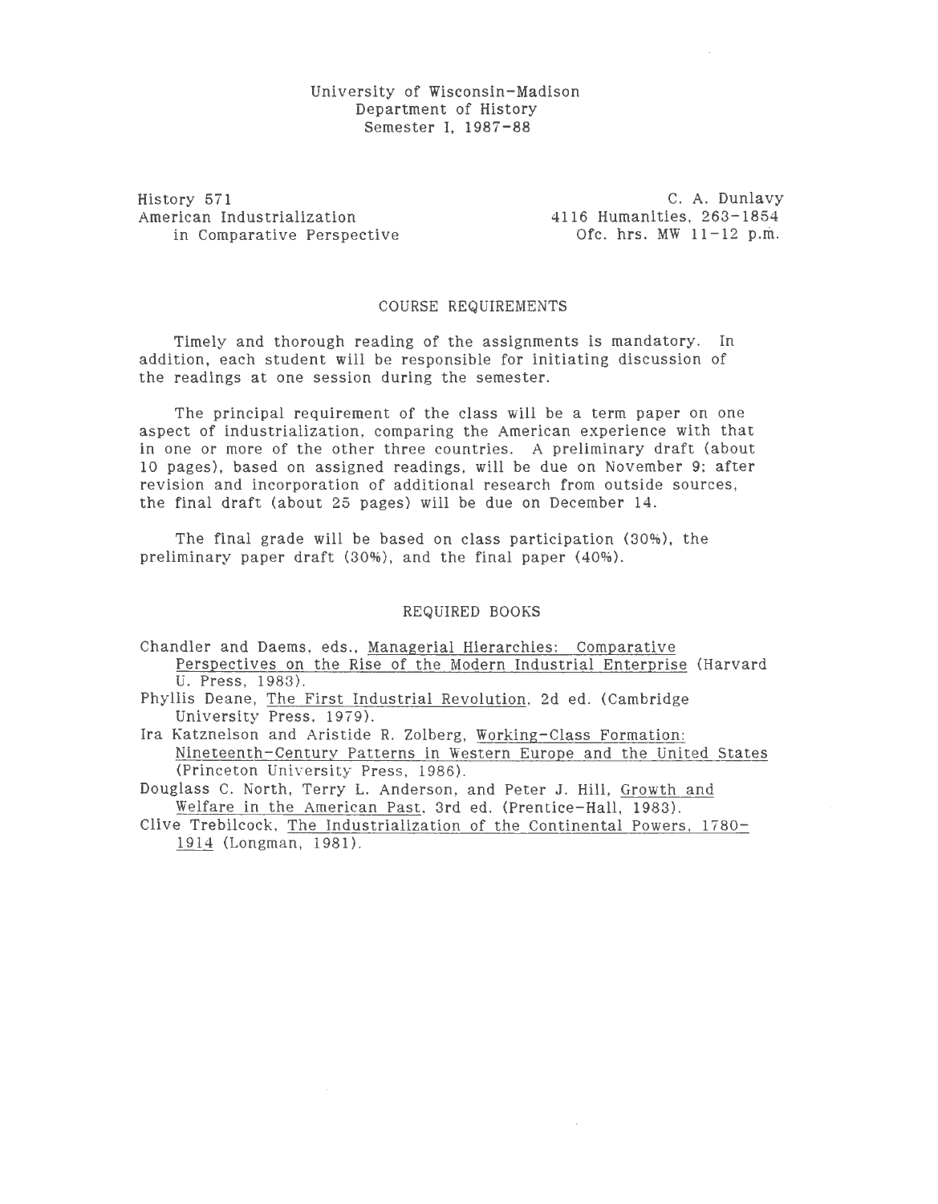University of Wisconsin–Madison
Department of History
Semester I, 1987–88

History 571
American Industrialization
in Comparative Perspective

C. A. Dunlavy
4116 Humanities, 263–1854
Ofc. hrs. MW 11–12 p.m.

## COURSE REQUIREMENTS

Timely and thorough reading of the assignments is mandatory. In addition, each student will be responsible for initiating discussion of the readings at one session during the semester.

The principal requirement of the class will be a term paper on one aspect of industrialization, comparing the American experience with that in one or more of the other three countries. A preliminary draft (about 10 pages), based on assigned readings, will be due on November 9; after revision and incorporation of additional research from outside sources, the final draft (about 25 pages) will be due on December 14.

The final grade will be based on class participation (30%), the preliminary paper draft (30%), and the final paper (40%).

## REQUIRED BOOKS

Chandler and Daems, eds., _Managerial Hierarchies: Comparative Perspectives on the Rise of the Modern Industrial Enterprise_ (Harvard U. Press, 1983).

Phyllis Deane, _The First Industrial Revolution_, 2d ed. (Cambridge University Press, 1979).

Ira Katznelson and Aristide R. Zolberg, _Working-Class Formation: Nineteenth-Century Patterns in Western Europe and the United States_ (Princeton University Press, 1986).

Douglass C. North, Terry L. Anderson, and Peter J. Hill, _Growth and Welfare in the American Past_, 3rd ed. (Prentice-Hall, 1983).

Clive Trebilcock, _The Industrialization of the Continental Powers, 1780–1914_ (Longman, 1981).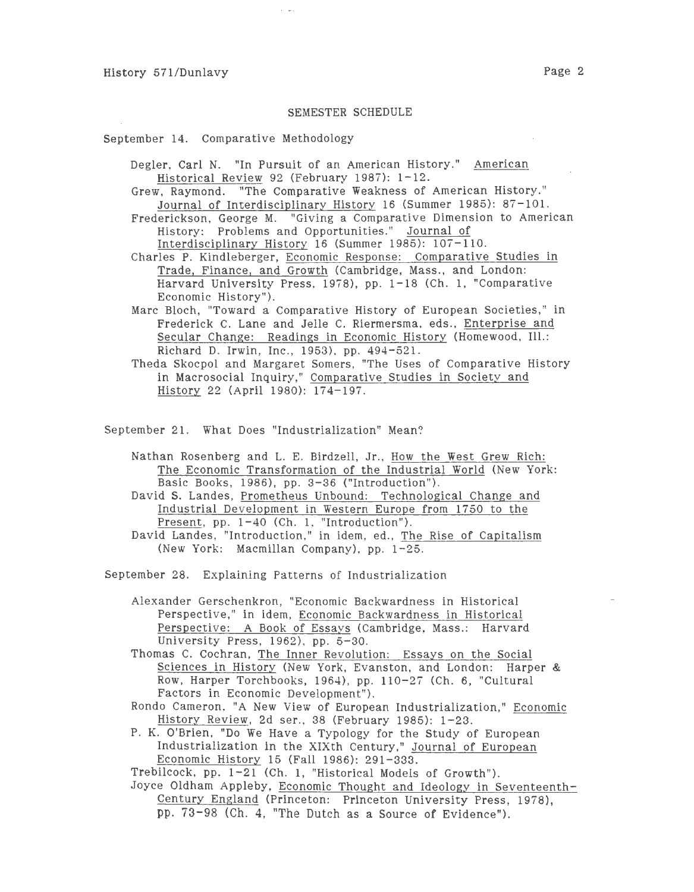## SEMESTER SCHEDULE

September 14. Comparative Methodology

- Degler, Carl N. "In Pursuit of an American History." American Historical Review 92 (February 1987): 1-12.
- Grew, Raymond. "The Comparative Weakness of American History." Journal of Interdisciplinary History 16 (Summer 1985): 87-101.
- Frederickson, George M. "Giving a Comparative Dimension to American History: Problems and Opportunities." Journal of Interdisciplinary History 16 (Summer 1985): 107-110.
- Charles P. Kindleberger, Economic Response: Comparative Studies in Trade, Finance, and Growth (Cambridge, Mass., and London: Harvard University Press, 1978), pp. 1-18 (Ch. 1, "Comparative Economic History").
- Marc Bloch, "Toward a Comparative History of European Societies," in Frederick C. Lane and Jelle C. Riermersma, eds., Enterprise and Secular Change: Readings in Economic History (Homewood, Ill.: Richard D. Irwin, Inc., 1953), pp. 494-521.
- Theda Skocpol and Margaret Somers, "The Uses of Comparative History in Macrosocial Inquiry," Comparative Studies in Society and History 22 (April 1980): 174-197.

September 21. What Does "Industrialization" Mean?

- Nathan Rosenberg and L. E. Birdzell, Jr., How the West Grew Rich: The Economic Transformation of the Industrial World (New York: Basic Books, 1986), pp. 3-36 ("Introduction").
- David S. Landes, Prometheus Unbound: Technological Change and Industrial Development in Western Europe from 1750 to the Present, pp. 1-40 (Ch. 1, "Introduction").
- David Landes, "Introduction," in idem, ed., The Rise of Capitalism (New York: Macmillan Company), pp. 1-25.

September 28. Explaining Patterns of Industrialization

- Alexander Gerschenkron, "Economic Backwardness in Historical Perspective," in idem, Economic Backwardness in Historical Perspective: A Book of Essays (Cambridge, Mass.: Harvard University Press, 1962), pp. 5-30.
- Thomas C. Cochran, The Inner Revolution: Essays on the Social Sciences in History (New York, Evanston, and London: Harper & Row, Harper Torchbooks, 1964), pp. 110-27 (Ch. 6, "Cultural Factors in Economic Development").
- Rondo Cameron, "A New View of European Industrialization," Economic History Review, 2d ser., 38 (February 1985): 1-23.
- P. K. O'Brien, "Do We Have a Typology for the Study of European Industrialization in the XIXth Century," Journal of European Economic History 15 (Fall 1986): 291-333.
- Trebilcock, pp. 1-21 (Ch. 1, "Historical Models of Growth").
- Joyce Oldham Appleby, Economic Thought and Ideology in Seventeenth-Century England (Princeton: Princeton University Press, 1978), pp. 73-98 (Ch. 4, "The Dutch as a Source of Evidence").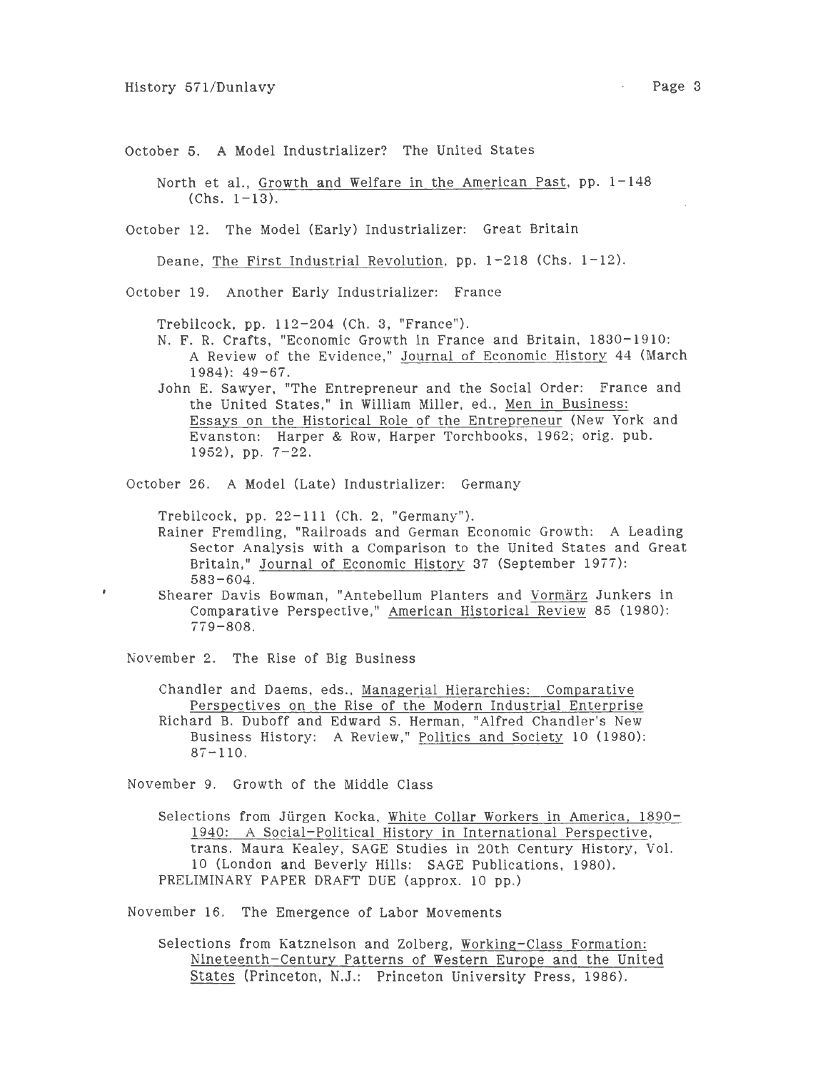October 5. A Model Industrializer? The United States

North et al., Growth and Welfare in the American Past, pp. 1-148 (Chs. 1-13).

October 12. The Model (Early) Industrializer: Great Britain

Deane, The First Industrial Revolution, pp. 1-218 (Chs. 1-12).

October 19. Another Early Industrializer: France

Trebilcock, pp. 112-204 (Ch. 3, "France").

N. F. R. Crafts, "Economic Growth in France and Britain, 1830-1910: A Review of the Evidence," Journal of Economic History 44 (March 1984): 49-67.

John E. Sawyer, "The Entrepreneur and the Social Order: France and the United States," in William Miller, ed., Men in Business: Essays on the Historical Role of the Entrepreneur (New York and Evanston: Harper & Row, Harper Torchbooks, 1962; orig. pub. 1952), pp. 7-22.

October 26. A Model (Late) Industrializer: Germany

Trebilcock, pp. 22-111 (Ch. 2, "Germany").

Rainer Fremdling, "Railroads and German Economic Growth: A Leading Sector Analysis with a Comparison to the United States and Great Britain," Journal of Economic History 37 (September 1977): 583-604.

Shearer Davis Bowman, "Antebellum Planters and Vormärz Junkers in Comparative Perspective," American Historical Review 85 (1980): 779-808.

November 2. The Rise of Big Business

Chandler and Daems, eds., Managerial Hierarchies: Comparative Perspectives on the Rise of the Modern Industrial Enterprise

Richard B. Duboff and Edward S. Herman, "Alfred Chandler's New Business History: A Review," Politics and Society 10 (1980): 87-110.

November 9. Growth of the Middle Class

Selections from Jürgen Kocka, White Collar Workers in America, 1890-1940: A Social-Political History in International Perspective, trans. Maura Kealey, SAGE Studies in 20th Century History, Vol. 10 (London and Beverly Hills: SAGE Publications, 1980).

PRELIMINARY PAPER DRAFT DUE (approx. 10 pp.)

November 16. The Emergence of Labor Movements

Selections from Katznelson and Zolberg, Working-Class Formation: Nineteenth-Century Patterns of Western Europe and the United States (Princeton, N.J.: Princeton University Press, 1986).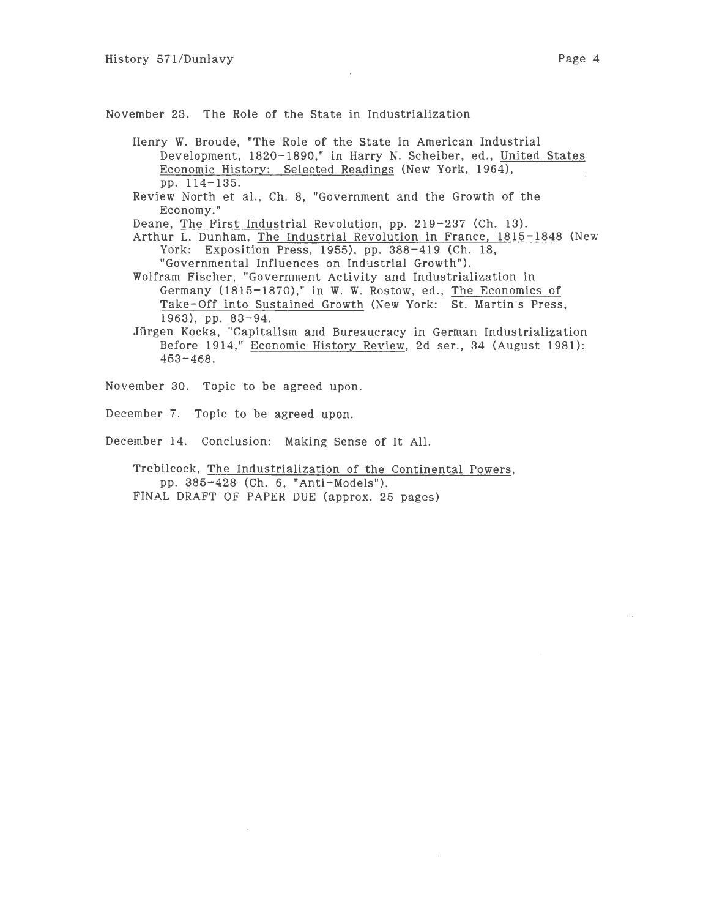November 23. The Role of the State in Industrialization

Henry W. Broude, "The Role of the State in American Industrial Development, 1820-1890," in Harry N. Scheiber, ed., United States Economic History: Selected Readings (New York, 1964), pp. 114-135.

Review North et al., Ch. 8, "Government and the Growth of the Economy."

Deane, The First Industrial Revolution, pp. 219-237 (Ch. 13).

Arthur L. Dunham, The Industrial Revolution in France, 1815-1848 (New York: Exposition Press, 1955), pp. 388-419 (Ch. 18, "Governmental Influences on Industrial Growth").

Wolfram Fischer, "Government Activity and Industrialization in Germany (1815-1870)," in W. W. Rostow, ed., The Economics of Take-Off into Sustained Growth (New York: St. Martin's Press, 1963), pp. 83-94.

Jürgen Kocka, "Capitalism and Bureaucracy in German Industrialization Before 1914," Economic History Review, 2d ser., 34 (August 1981): 453-468.

November 30. Topic to be agreed upon.

December 7. Topic to be agreed upon.

December 14. Conclusion: Making Sense of It All.

Trebilcock, The Industrialization of the Continental Powers, pp. 385-428 (Ch. 6, "Anti-Models").

FINAL DRAFT OF PAPER DUE (approx. 25 pages)